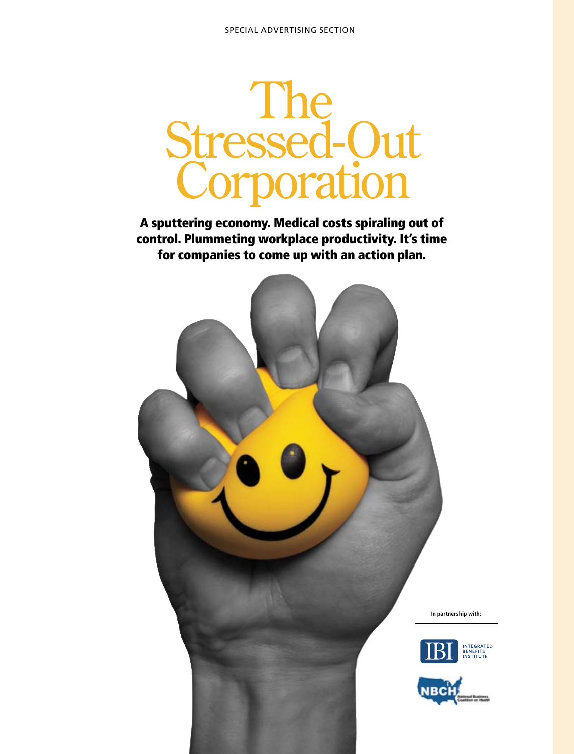SPECIAL ADVERTISING SECTION

# The Stressed-Out Corporation

**A sputtering economy. Medical costs spiraling out of control. Plummeting workplace productivity. It's time for companies to come up with an action plan.**

In partnership with:

IBI INTEGRATED BENEFITS INSTITUTE

NBCH National Business Coalition on Health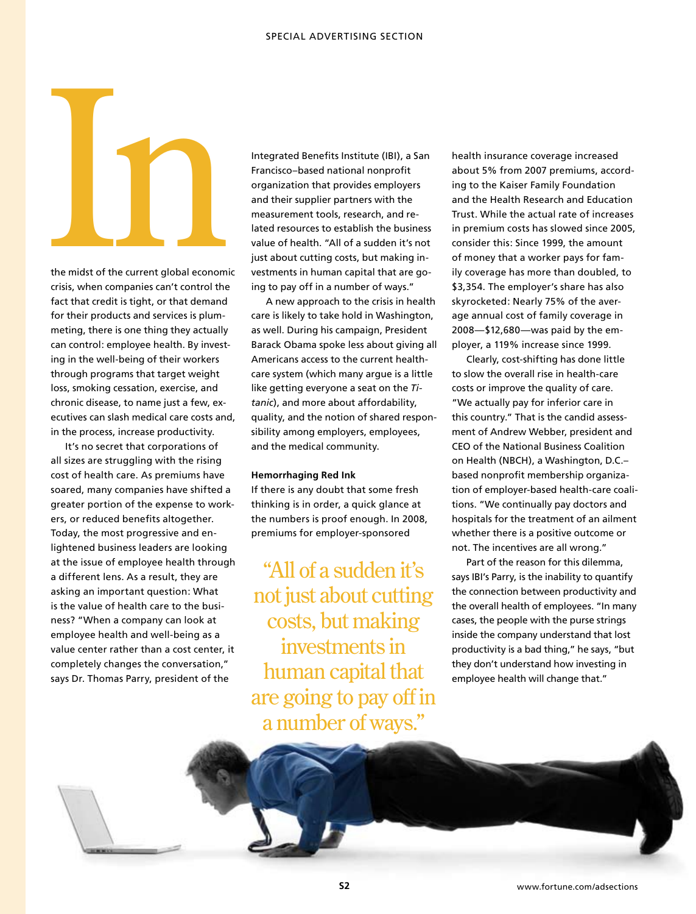In the midst of the current global economic crisis, when companies can't control the fact that credit is tight, or that demand for their products and services is plummeting, there is one thing they actually can control: employee health. By investing in the well-being of their workers through programs that target weight loss, smoking cessation, exercise, and chronic disease, to name just a few, executives can slash medical care costs and, in the process, increase productivity.

It's no secret that corporations of all sizes are struggling with the rising cost of health care. As premiums have soared, many companies have shifted a greater portion of the expense to workers, or reduced benefits altogether. Today, the most progressive and enlightened business leaders are looking at the issue of employee health through a different lens. As a result, they are asking an important question: What is the value of health care to the business? "When a company can look at employee health and well-being as a value center rather than a cost center, it completely changes the conversation," says Dr. Thomas Parry, president of the Integrated Benefits Institute (IBI), a San Francisco–based national nonprofit organization that provides employers and their supplier partners with the measurement tools, research, and related resources to establish the business value of health. "All of a sudden it's not just about cutting costs, but making investments in human capital that are going to pay off in a number of ways."

A new approach to the crisis in health care is likely to take hold in Washington, as well. During his campaign, President Barack Obama spoke less about giving all Americans access to the current health-care system (which many argue is a little like getting everyone a seat on the *Titanic*), and more about affordability, quality, and the notion of shared responsibility among employers, employees, and the medical community.

### Hemorrhaging Red Ink

If there is any doubt that some fresh thinking is in order, a quick glance at the numbers is proof enough. In 2008, premiums for employer-sponsored health insurance coverage increased about 5% from 2007 premiums, according to the Kaiser Family Foundation and the Health Research and Education Trust. While the actual rate of increases in premium costs has slowed since 2005, consider this: Since 1999, the amount of money that a worker pays for family coverage has more than doubled, to $3,354. The employer's share has also skyrocketed: Nearly 75% of the average annual cost of family coverage in 2008—$12,680—was paid by the employer, a 119% increase since 1999.

> "All of a sudden it's not just about cutting costs, but making investments in human capital that are going to pay off in a number of ways."

Clearly, cost-shifting has done little to slow the overall rise in health-care costs or improve the quality of care. "We actually pay for inferior care in this country." That is the candid assessment of Andrew Webber, president and CEO of the National Business Coalition on Health (NBCH), a Washington, D.C.–based nonprofit membership organization of employer-based health-care coalitions. "We continually pay doctors and hospitals for the treatment of an ailment whether there is a positive outcome or not. The incentives are all wrong."

Part of the reason for this dilemma, says IBI's Parry, is the inability to quantify the connection between productivity and the overall health of employees. "In many cases, the people with the purse strings inside the company understand that lost productivity is a bad thing," he says, "but they don't understand how investing in employee health will change that."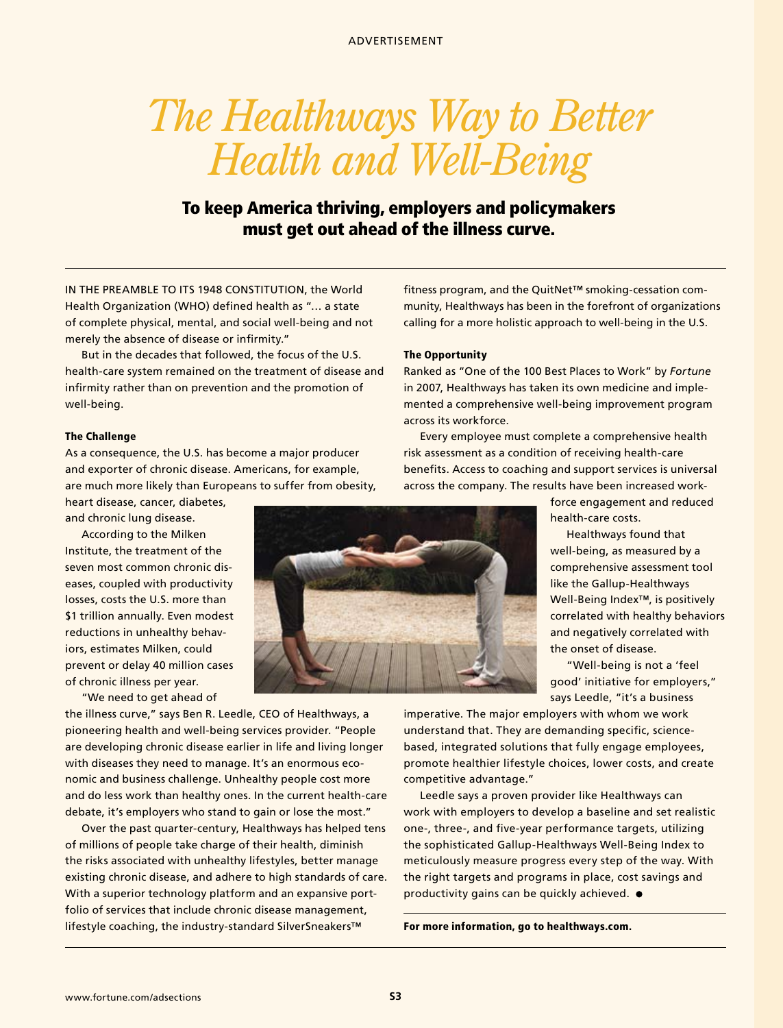ADVERTISEMENT

# *The Healthways Way to Better Health and Well-Being*

## To keep America thriving, employers and policymakers must get out ahead of the illness curve.

IN THE PREAMBLE TO ITS 1948 CONSTITUTION, the World Health Organization (WHO) defined health as "… a state of complete physical, mental, and social well-being and not merely the absence of disease or infirmity."

But in the decades that followed, the focus of the U.S. health-care system remained on the treatment of disease and infirmity rather than on prevention and the promotion of well-being.

### The Challenge

As a consequence, the U.S. has become a major producer and exporter of chronic disease. Americans, for example, are much more likely than Europeans to suffer from obesity, heart disease, cancer, diabetes, and chronic lung disease.

According to the Milken Institute, the treatment of the seven most common chronic diseases, coupled with productivity losses, costs the U.S. more than $1 trillion annually. Even modest reductions in unhealthy behaviors, estimates Milken, could prevent or delay 40 million cases of chronic illness per year.

"We need to get ahead of the illness curve," says Ben R. Leedle, CEO of Healthways, a pioneering health and well-being services provider. "People are developing chronic disease earlier in life and living longer with diseases they need to manage. It's an enormous economic and business challenge. Unhealthy people cost more and do less work than healthy ones. In the current health-care debate, it's employers who stand to gain or lose the most."

Over the past quarter-century, Healthways has helped tens of millions of people take charge of their health, diminish the risks associated with unhealthy lifestyles, better manage existing chronic disease, and adhere to high standards of care. With a superior technology platform and an expansive portfolio of services that include chronic disease management, lifestyle coaching, the industry-standard SilverSneakers™ fitness program, and the QuitNet™ smoking-cessation community, Healthways has been in the forefront of organizations calling for a more holistic approach to well-being in the U.S.

### The Opportunity

Ranked as "One of the 100 Best Places to Work" by *Fortune* in 2007, Healthways has taken its own medicine and implemented a comprehensive well-being improvement program across its workforce.

Every employee must complete a comprehensive health risk assessment as a condition of receiving health-care benefits. Access to coaching and support services is universal across the company. The results have been increased workforce engagement and reduced health-care costs.

Healthways found that well-being, as measured by a comprehensive assessment tool like the Gallup-Healthways Well-Being Index™, is positively correlated with healthy behaviors and negatively correlated with the onset of disease.

"Well-being is not a 'feel good' initiative for employers," says Leedle, "it's a business imperative. The major employers with whom we work understand that. They are demanding specific, science-based, integrated solutions that fully engage employees, promote healthier lifestyle choices, lower costs, and create competitive advantage."

Leedle says a proven provider like Healthways can work with employers to develop a baseline and set realistic one-, three-, and five-year performance targets, utilizing the sophisticated Gallup-Healthways Well-Being Index to meticulously measure progress every step of the way. With the right targets and programs in place, cost savings and productivity gains can be quickly achieved. ●

**For more information, go to healthways.com.**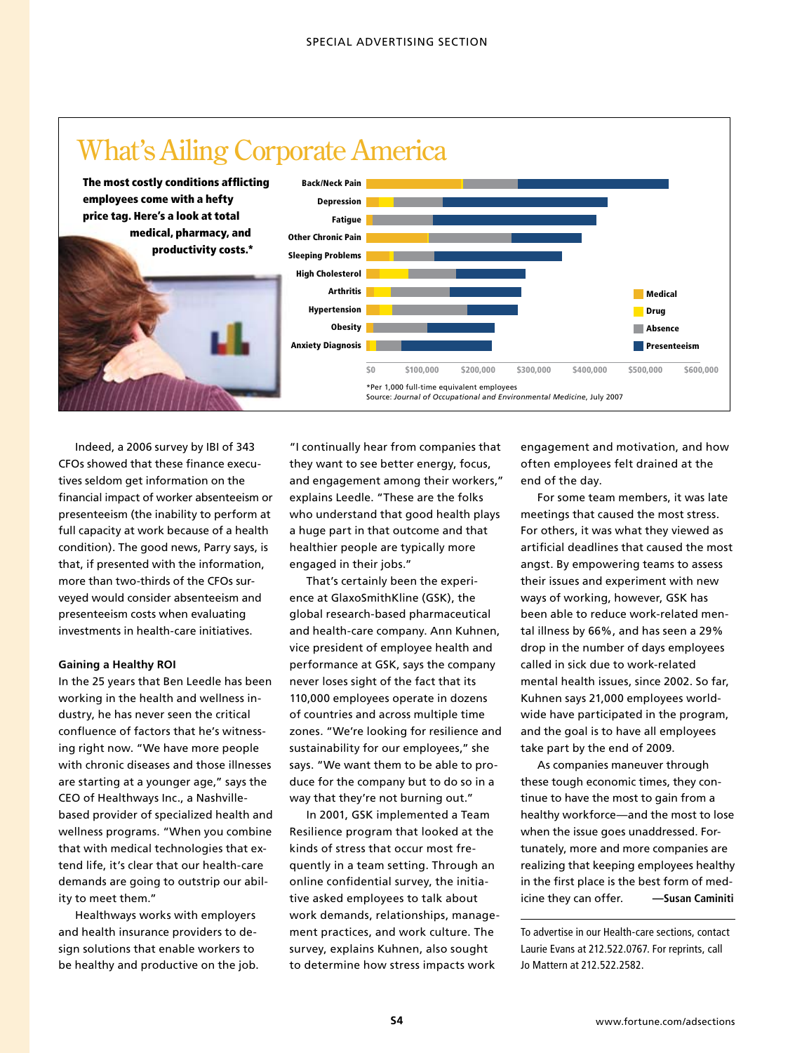# What's Ailing Corporate America

**The most costly conditions afflicting employees come with a hefty price tag. Here's a look at total medical, pharmacy, and productivity costs.***

Back/Neck Pain
Depression
Fatigue
Other Chronic Pain
Sleeping Problems
High Cholesterol
Arthritis
Hypertension
Obesity
Anxiety Diagnosis

Medical | Drug | Absence | Presenteeism

$0 $100,000 $200,000 $300,000 $400,000 $500,000 $600,000

*Per 1,000 full-time equivalent employees
Source: *Journal of Occupational and Environmental Medicine*, July 2007

Indeed, a 2006 survey by IBI of 343 CFOs showed that these finance executives seldom get information on the financial impact of worker absenteeism or presenteeism (the inability to perform at full capacity at work because of a health condition). The good news, Parry says, is that, if presented with the information, more than two-thirds of the CFOs surveyed would consider absenteeism and presenteeism costs when evaluating investments in health-care initiatives.

**Gaining a Healthy ROI**

In the 25 years that Ben Leedle has been working in the health and wellness industry, he has never seen the critical confluence of factors that he's witnessing right now. "We have more people with chronic diseases and those illnesses are starting at a younger age," says the CEO of Healthways Inc., a Nashville-based provider of specialized health and wellness programs. "When you combine that with medical technologies that extend life, it's clear that our health-care demands are going to outstrip our ability to meet them."

Healthways works with employers and health insurance providers to design solutions that enable workers to be healthy and productive on the job. "I continually hear from companies that they want to see better energy, focus, and engagement among their workers," explains Leedle. "These are the folks who understand that good health plays a huge part in that outcome and that healthier people are typically more engaged in their jobs."

That's certainly been the experience at GlaxoSmithKline (GSK), the global research-based pharmaceutical and health-care company. Ann Kuhnen, vice president of employee health and performance at GSK, says the company never loses sight of the fact that its 110,000 employees operate in dozens of countries and across multiple time zones. "We're looking for resilience and sustainability for our employees," she says. "We want them to be able to produce for the company but to do so in a way that they're not burning out."

In 2001, GSK implemented a Team Resilience program that looked at the kinds of stress that occur most frequently in a team setting. Through an online confidential survey, the initiative asked employees to talk about work demands, relationships, management practices, and work culture. The survey, explains Kuhnen, also sought to determine how stress impacts work engagement and motivation, and how often employees felt drained at the end of the day.

For some team members, it was late meetings that caused the most stress. For others, it was what they viewed as artificial deadlines that caused the most angst. By empowering teams to assess their issues and experiment with new ways of working, however, GSK has been able to reduce work-related mental illness by 66%, and has seen a 29% drop in the number of days employees called in sick due to work-related mental health issues, since 2002. So far, Kuhnen says 21,000 employees worldwide have participated in the program, and the goal is to have all employees take part by the end of 2009.

As companies maneuver through these tough economic times, they continue to have the most to gain from a healthy workforce—and the most to lose when the issue goes unaddressed. Fortunately, more and more companies are realizing that keeping employees healthy in the first place is the best form of medicine they can offer. **—Susan Caminiti**

To advertise in our Health-care sections, contact Laurie Evans at 212.522.0767. For reprints, call Jo Mattern at 212.522.2582.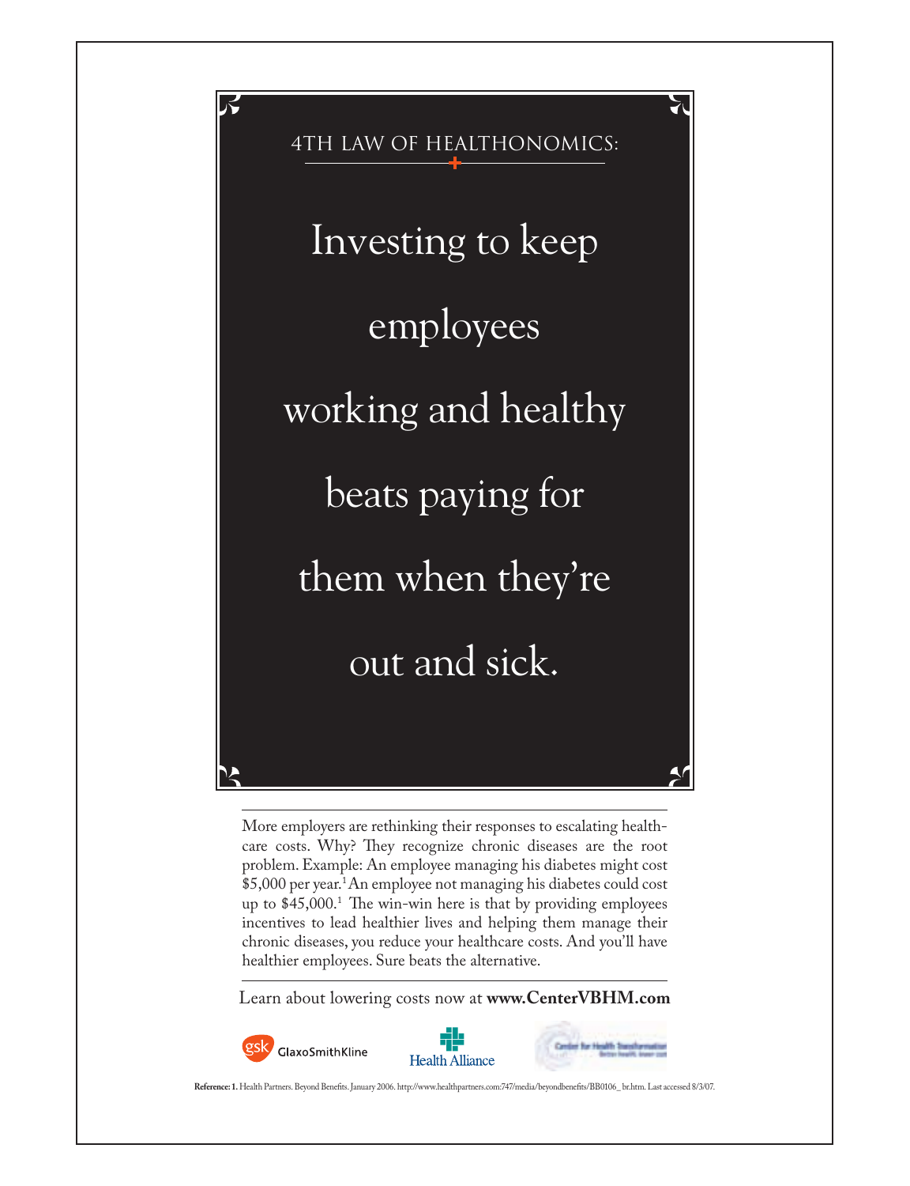4TH LAW OF HEALTHONOMICS:

# Investing to keep employees working and healthy beats paying for them when they're out and sick.

More employers are rethinking their responses to escalating healthcare costs. Why? They recognize chronic diseases are the root problem. Example: An employee managing his diabetes might cost \$5,000 per year.[1] An employee not managing his diabetes could cost up to \$45,000.[1] The win-win here is that by providing employees incentives to lead healthier lives and helping them manage their chronic diseases, you reduce your healthcare costs. And you'll have healthier employees. Sure beats the alternative.

Learn about lowering costs now at **www.CenterVBHM.com**

GlaxoSmithKline

Health Alliance

Center for Health Transformation

**Reference: 1.** Health Partners. Beyond Benefits. January 2006. http://www.healthpartners.com:747/media/beyondbenefits/BB0106_br.htm. Last accessed 8/3/07.